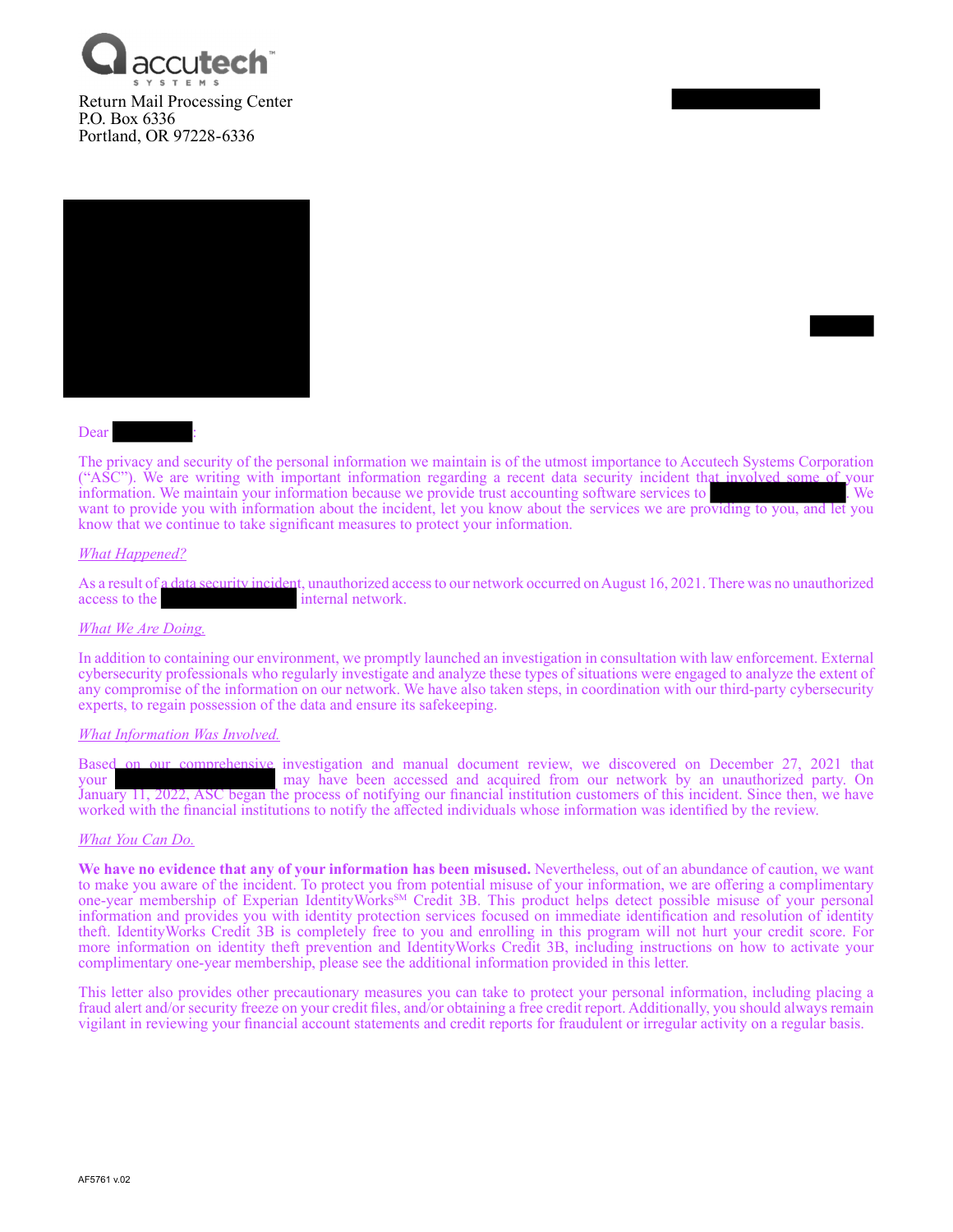accutech SYSTEMS

Return Mail Processing Center
P.O. Box 6336
Portland, OR 97228-6336

Dear :

The privacy and security of the personal information we maintain is of the utmost importance to Accutech Systems Corporation ("ASC"). We are writing with important information regarding a recent data security incident that involved some of your information. We maintain your information because we provide trust accounting software services to . We want to provide you with information about the incident, let you know about the services we are providing to you, and let you know that we continue to take significant measures to protect your information.

*What Happened?*

As a result of a data security incident, unauthorized access to our network occurred on August 16, 2021. There was no unauthorized access to the internal network.

*What We Are Doing.*

In addition to containing our environment, we promptly launched an investigation in consultation with law enforcement. External cybersecurity professionals who regularly investigate and analyze these types of situations were engaged to analyze the extent of any compromise of the information on our network. We have also taken steps, in coordination with our third-party cybersecurity experts, to regain possession of the data and ensure its safekeeping.

*What Information Was Involved.*

Based on our comprehensive investigation and manual document review, we discovered on December 27, 2021 that your may have been accessed and acquired from our network by an unauthorized party. On January 11, 2022, ASC began the process of notifying our financial institution customers of this incident. Since then, we have worked with the financial institutions to notify the affected individuals whose information was identified by the review.

*What You Can Do.*

**We have no evidence that any of your information has been misused.** Nevertheless, out of an abundance of caution, we want to make you aware of the incident. To protect you from potential misuse of your information, we are offering a complimentary one-year membership of Experian IdentityWorks[SM] Credit 3B. This product helps detect possible misuse of your personal information and provides you with identity protection services focused on immediate identification and resolution of identity theft. IdentityWorks Credit 3B is completely free to you and enrolling in this program will not hurt your credit score. For more information on identity theft prevention and IdentityWorks Credit 3B, including instructions on how to activate your complimentary one-year membership, please see the additional information provided in this letter.

This letter also provides other precautionary measures you can take to protect your personal information, including placing a fraud alert and/or security freeze on your credit files, and/or obtaining a free credit report. Additionally, you should always remain vigilant in reviewing your financial account statements and credit reports for fraudulent or irregular activity on a regular basis.

AF5761 v.02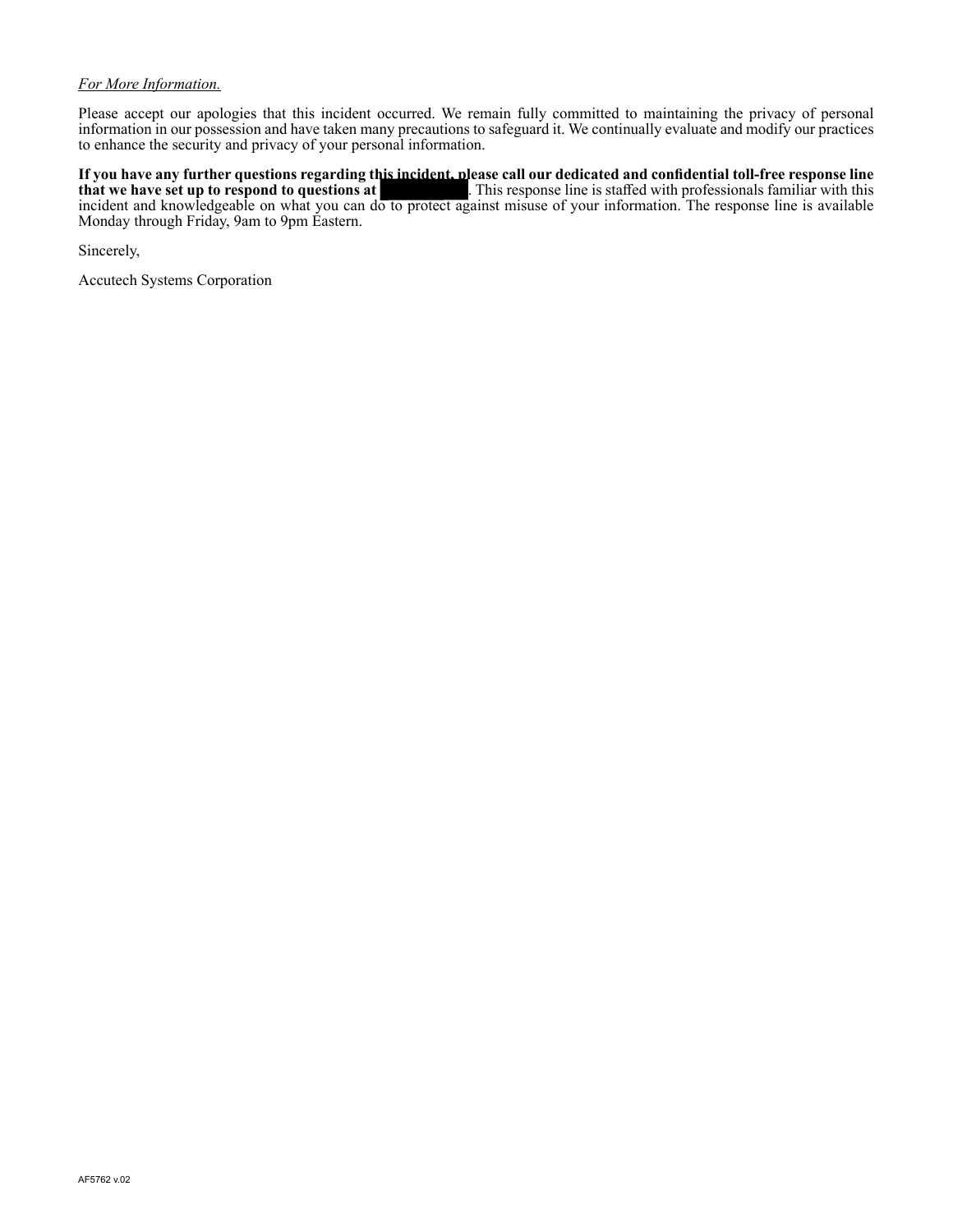*For More Information.*

Please accept our apologies that this incident occurred. We remain fully committed to maintaining the privacy of personal information in our possession and have taken many precautions to safeguard it. We continually evaluate and modify our practices to enhance the security and privacy of your personal information.

**If you have any further questions regarding this incident, please call our dedicated and confidential toll-free response line that we have set up to respond to questions at** ██████████. This response line is staffed with professionals familiar with this incident and knowledgeable on what you can do to protect against misuse of your information. The response line is available Monday through Friday, 9am to 9pm Eastern.

Sincerely,

Accutech Systems Corporation

AF5762 v.02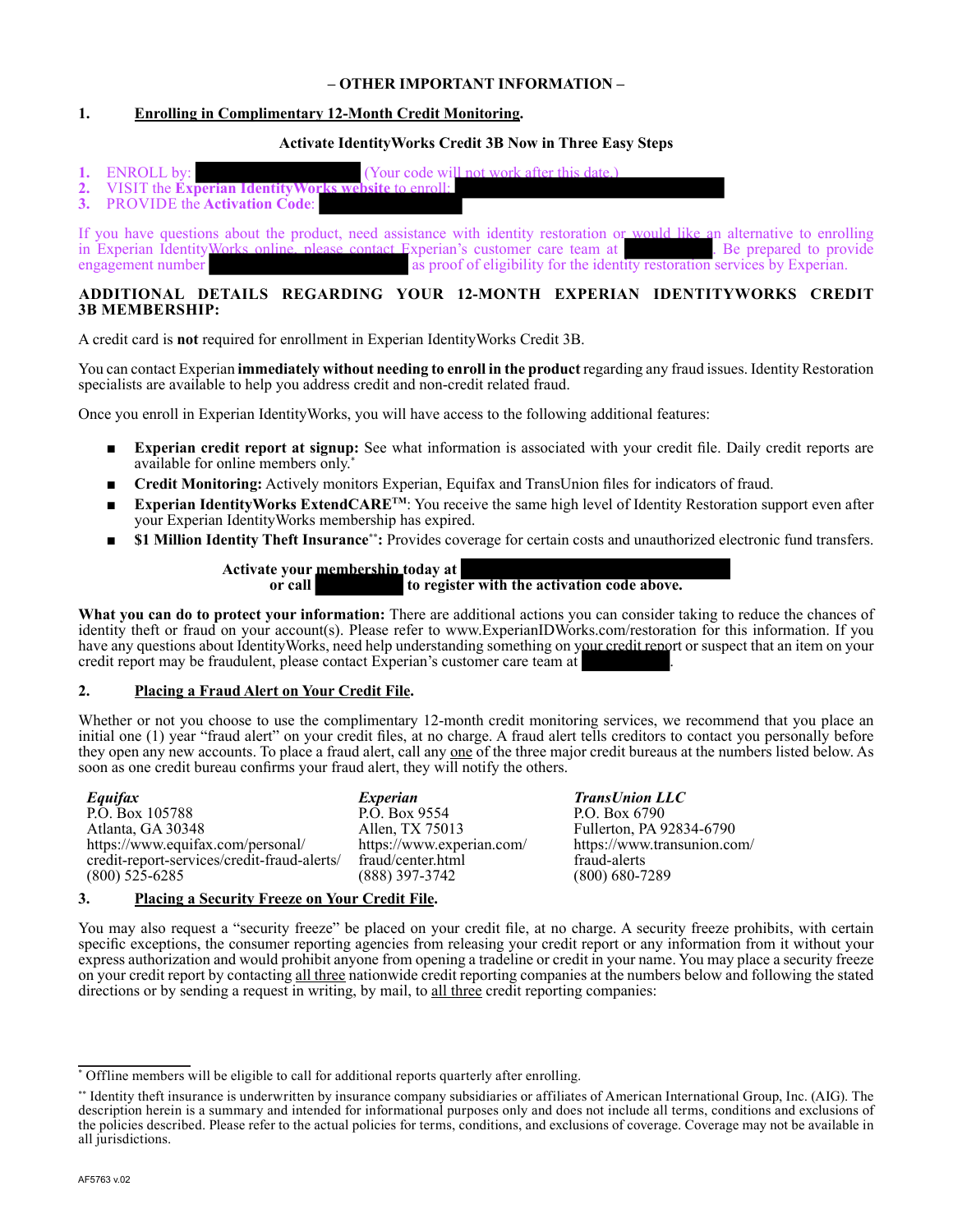**– OTHER IMPORTANT INFORMATION –**

**1. Enrolling in Complimentary 12-Month Credit Monitoring.**

**Activate IdentityWorks Credit 3B Now in Three Easy Steps**

1. ENROLL by: (Your code will not work after this date.)
2. VISIT the **Experian IdentityWorks website** to enroll:
3. PROVIDE the **Activation Code**:

If you have questions about the product, need assistance with identity restoration or would like an alternative to enrolling in Experian IdentityWorks online, please contact Experian's customer care team at . Be prepared to provide engagement number as proof of eligibility for the identity restoration services by Experian.

**ADDITIONAL DETAILS REGARDING YOUR 12-MONTH EXPERIAN IDENTITYWORKS CREDIT 3B MEMBERSHIP:**

A credit card is **not** required for enrollment in Experian IdentityWorks Credit 3B.

You can contact Experian **immediately without needing to enroll in the product** regarding any fraud issues. Identity Restoration specialists are available to help you address credit and non-credit related fraud.

Once you enroll in Experian IdentityWorks, you will have access to the following additional features:

- **Experian credit report at signup:** See what information is associated with your credit file. Daily credit reports are available for online members only.*
- **Credit Monitoring:** Actively monitors Experian, Equifax and TransUnion files for indicators of fraud.
- **Experian IdentityWorks ExtendCARE™**: You receive the same high level of Identity Restoration support even after your Experian IdentityWorks membership has expired.
- **$1 Million Identity Theft Insurance**\*\***:** Provides coverage for certain costs and unauthorized electronic fund transfers.

**Activate your membership today at**
**or call to register with the activation code above.**

**What you can do to protect your information:** There are additional actions you can consider taking to reduce the chances of identity theft or fraud on your account(s). Please refer to www.ExperianIDWorks.com/restoration for this information. If you have any questions about IdentityWorks, need help understanding something on your credit report or suspect that an item on your credit report may be fraudulent, please contact Experian's customer care team at .

**2. Placing a Fraud Alert on Your Credit File.**

Whether or not you choose to use the complimentary 12-month credit monitoring services, we recommend that you place an initial one (1) year "fraud alert" on your credit files, at no charge. A fraud alert tells creditors to contact you personally before they open any new accounts. To place a fraud alert, call any one of the three major credit bureaus at the numbers listed below. As soon as one credit bureau confirms your fraud alert, they will notify the others.

| ***Equifax*** | ***Experian*** | ***TransUnion LLC*** |
|---|---|---|
| P.O. Box 105788 | P.O. Box 9554 | P.O. Box 6790 |
| Atlanta, GA 30348 | Allen, TX 75013 | Fullerton, PA 92834-6790 |
| https://www.equifax.com/personal/credit-report-services/credit-fraud-alerts/ | https://www.experian.com/fraud/center.html | https://www.transunion.com/fraud-alerts |
| (800) 525-6285 | (888) 397-3742 | (800) 680-7289 |

**3. Placing a Security Freeze on Your Credit File.**

You may also request a "security freeze" be placed on your credit file, at no charge. A security freeze prohibits, with certain specific exceptions, the consumer reporting agencies from releasing your credit report or any information from it without your express authorization and would prohibit anyone from opening a tradeline or credit in your name. You may place a security freeze on your credit report by contacting all three nationwide credit reporting companies at the numbers below and following the stated directions or by sending a request in writing, by mail, to all three credit reporting companies:

---

\* Offline members will be eligible to call for additional reports quarterly after enrolling.

\*\* Identity theft insurance is underwritten by insurance company subsidiaries or affiliates of American International Group, Inc. (AIG). The description herein is a summary and intended for informational purposes only and does not include all terms, conditions and exclusions of the policies described. Please refer to the actual policies for terms, conditions, and exclusions of coverage. Coverage may not be available in all jurisdictions.

AF5763 v.02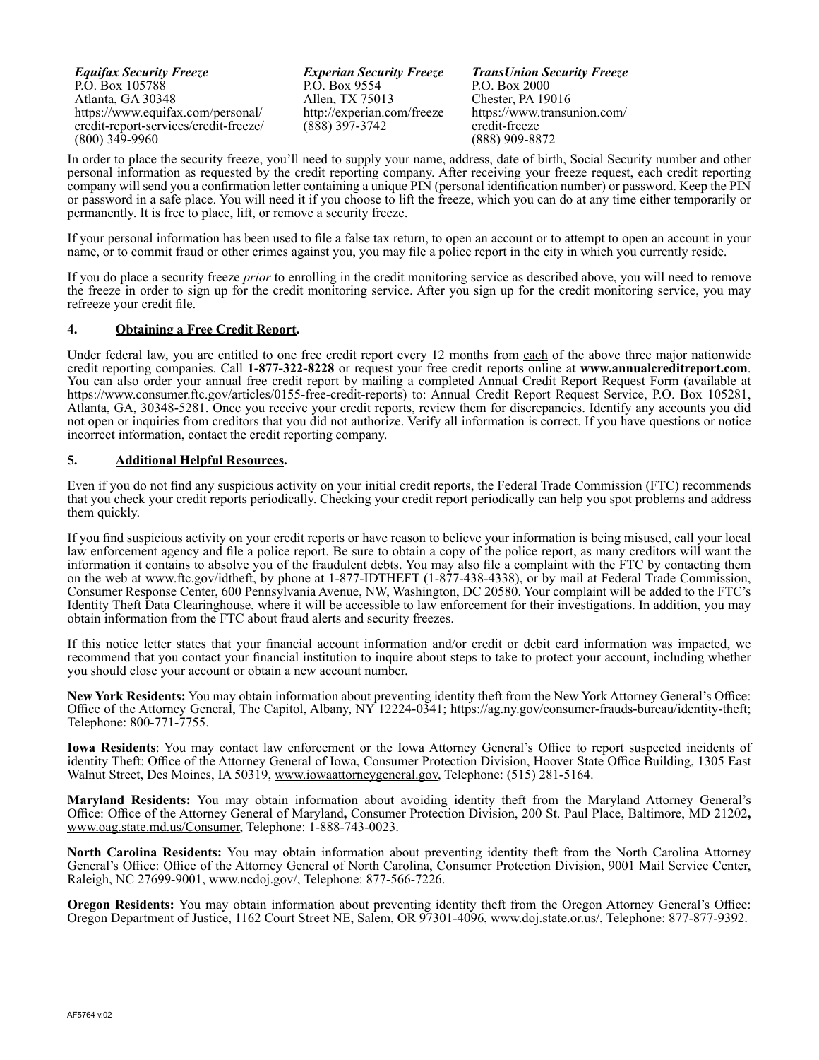| | | |
|---|---|---|
| ***Equifax Security Freeze***<br>P.O. Box 105788<br>Atlanta, GA 30348<br>https://www.equifax.com/personal/credit-report-services/credit-freeze/<br>(800) 349-9960 | ***Experian Security Freeze***<br>P.O. Box 9554<br>Allen, TX 75013<br>http://experian.com/freeze<br>(888) 397-3742 | ***TransUnion Security Freeze***<br>P.O. Box 2000<br>Chester, PA 19016<br>https://www.transunion.com/credit-freeze<br>(888) 909-8872 |

In order to place the security freeze, you'll need to supply your name, address, date of birth, Social Security number and other personal information as requested by the credit reporting company. After receiving your freeze request, each credit reporting company will send you a confirmation letter containing a unique PIN (personal identification number) or password. Keep the PIN or password in a safe place. You will need it if you choose to lift the freeze, which you can do at any time either temporarily or permanently. It is free to place, lift, or remove a security freeze.

If your personal information has been used to file a false tax return, to open an account or to attempt to open an account in your name, or to commit fraud or other crimes against you, you may file a police report in the city in which you currently reside.

If you do place a security freeze *prior* to enrolling in the credit monitoring service as described above, you will need to remove the freeze in order to sign up for the credit monitoring service. After you sign up for the credit monitoring service, you may refreeze your credit file.

**4. Obtaining a Free Credit Report.**

Under federal law, you are entitled to one free credit report every 12 months from each of the above three major nationwide credit reporting companies. Call **1-877-322-8228** or request your free credit reports online at **www.annualcreditreport.com**. You can also order your annual free credit report by mailing a completed Annual Credit Report Request Form (available at https://www.consumer.ftc.gov/articles/0155-free-credit-reports) to: Annual Credit Report Request Service, P.O. Box 105281, Atlanta, GA, 30348-5281. Once you receive your credit reports, review them for discrepancies. Identify any accounts you did not open or inquiries from creditors that you did not authorize. Verify all information is correct. If you have questions or notice incorrect information, contact the credit reporting company.

**5. Additional Helpful Resources.**

Even if you do not find any suspicious activity on your initial credit reports, the Federal Trade Commission (FTC) recommends that you check your credit reports periodically. Checking your credit report periodically can help you spot problems and address them quickly.

If you find suspicious activity on your credit reports or have reason to believe your information is being misused, call your local law enforcement agency and file a police report. Be sure to obtain a copy of the police report, as many creditors will want the information it contains to absolve you of the fraudulent debts. You may also file a complaint with the FTC by contacting them on the web at www.ftc.gov/idtheft, by phone at 1-877-IDTHEFT (1-877-438-4338), or by mail at Federal Trade Commission, Consumer Response Center, 600 Pennsylvania Avenue, NW, Washington, DC 20580. Your complaint will be added to the FTC's Identity Theft Data Clearinghouse, where it will be accessible to law enforcement for their investigations. In addition, you may obtain information from the FTC about fraud alerts and security freezes.

If this notice letter states that your financial account information and/or credit or debit card information was impacted, we recommend that you contact your financial institution to inquire about steps to take to protect your account, including whether you should close your account or obtain a new account number.

**New York Residents:** You may obtain information about preventing identity theft from the New York Attorney General's Office: Office of the Attorney General, The Capitol, Albany, NY 12224-0341; https://ag.ny.gov/consumer-frauds-bureau/identity-theft; Telephone: 800-771-7755.

**Iowa Residents**: You may contact law enforcement or the Iowa Attorney General's Office to report suspected incidents of identity Theft: Office of the Attorney General of Iowa, Consumer Protection Division, Hoover State Office Building, 1305 East Walnut Street, Des Moines, IA 50319, www.iowaattorneygeneral.gov, Telephone: (515) 281-5164.

**Maryland Residents:** You may obtain information about avoiding identity theft from the Maryland Attorney General's Office: Office of the Attorney General of Maryland**,** Consumer Protection Division, 200 St. Paul Place, Baltimore, MD 21202**,** www.oag.state.md.us/Consumer, Telephone: 1-888-743-0023.

**North Carolina Residents:** You may obtain information about preventing identity theft from the North Carolina Attorney General's Office: Office of the Attorney General of North Carolina, Consumer Protection Division, 9001 Mail Service Center, Raleigh, NC 27699-9001, www.ncdoj.gov/, Telephone: 877-566-7226.

**Oregon Residents:** You may obtain information about preventing identity theft from the Oregon Attorney General's Office: Oregon Department of Justice, 1162 Court Street NE, Salem, OR 97301-4096, www.doj.state.or.us/, Telephone: 877-877-9392.

AF5764 v.02